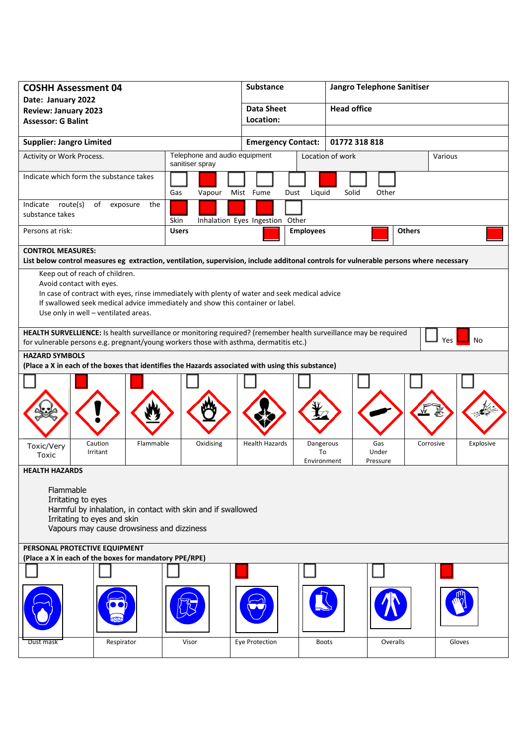| **COSHH Assessment 04**<br>**Date: January 2022**<br>**Review: January 2023**<br>**Assessor: G Balint** | **Substance** | **Jangro Telephone Sanitiser** |
|---|---|---|
| | **Data Sheet Location:** | **Head office** |
| **Supplier: Jangro Limited** | **Emergency Contact:** | **01772 318 818** |

| Activity or Work Process. | Telephone and audio equipment sanitiser spray | Location of work | Various |
|---|---|---|---|

**Indicate which form the substance takes**

| Gas | Vapour | Mist | Fume | Dust | Liquid | Solid | Other |
|---|---|---|---|---|---|---|---|
| | X | | | | X | | |

**Indicate route(s) of exposure the substance takes**

| Skin | Inhalation | Eyes | Ingestion | Other |
|---|---|---|---|---|
| X | X | X | X | |

**Persons at risk:**

| Users | Employees | Others |
|---|---|---|
| X | X | X |

**CONTROL MEASURES:**
**List below control measures eg extraction, ventilation, supervision, include additonal controls for vulnerable persons where necessary**

Keep out of reach of children.
Avoid contact with eyes.
In case of contract with eyes, rinse immediately with plenty of water and seek medical advice
If swallowed seek medical advice immediately and show this container or label.
Use only in well – ventilated areas.

**HEALTH SURVELLIENCE:** Is health surveillance or monitoring required? (remember health surveillance may be required for vulnerable persons e.g. pregnant/young workers those with asthma, dermatitis etc.)

| Yes | No |
|---|---|
| | X |

**HAZARD SYMBOLS**
**(Place a X in each of the boxes that identifies the Hazards associated with using this substance)**

| Toxic/Very Toxic | Caution Irritant | Flammable | Oxidising | Health Hazards | Dangerous To Environment | Gas Under Pressure | Corrosive | Explosive |
|---|---|---|---|---|---|---|---|---|
| | X | X | | | | | | |

**HEALTH HAZARDS**

Flammable
Irritating to eyes
Harmful by inhalation, in contact with skin and if swallowed
Irritating to eyes and skin
Vapours may cause drowsiness and dizziness

**PERSONAL PROTECTIVE EQUIPMENT**
**(Place a X in each of the boxes for mandatory PPE/RPE)**

| Dust mask | Respirator | Visor | Eye Protection | Boots | Overalls | Gloves |
|---|---|---|---|---|---|---|
| | | | X | | | X |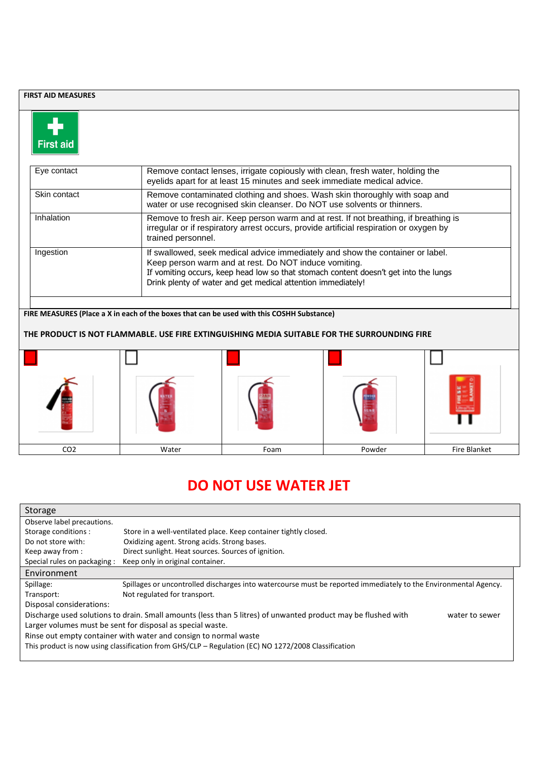## FIRST AID MEASURES

First aid

| | |
|---|---|
| Eye contact | Remove contact lenses, irrigate copiously with clean, fresh water, holding the eyelids apart for at least 15 minutes and seek immediate medical advice. |
| Skin contact | Remove contaminated clothing and shoes. Wash skin thoroughly with soap and water or use recognised skin cleanser. Do NOT use solvents or thinners. |
| Inhalation | Remove to fresh air. Keep person warm and at rest. If not breathing, if breathing is irregular or if respiratory arrest occurs, provide artificial respiration or oxygen by trained personnel. |
| Ingestion | If swallowed, seek medical advice immediately and show the container or label. Keep person warm and at rest. Do NOT induce vomiting. If vomiting occurs, keep head low so that stomach content doesn't get into the lungs Drink plenty of water and get medical attention immediately! |

## FIRE MEASURES (Place a X in each of the boxes that can be used with this COSHH Substance)

**THE PRODUCT IS NOT FLAMMABLE. USE FIRE EXTINGUISHING MEDIA SUITABLE FOR THE SURROUNDING FIRE**

| CO2 | Water | Foam | Powder | Fire Blanket |
|---|---|---|---|---|
| ■ | ☐ | ■ | ■ | ☐ |

# DO NOT USE WATER JET

## Storage

Observe label precautions.

| | |
|---|---|
| Storage conditions : | Store in a well-ventilated place. Keep container tightly closed. |
| Do not store with: | Oxidizing agent. Strong acids. Strong bases. |
| Keep away from : | Direct sunlight. Heat sources. Sources of ignition. |
| Special rules on packaging : | Keep only in original container. |

## Environment

| | |
|---|---|
| Spillage: | Spillages or uncontrolled discharges into watercourse must be reported immediately to the Environmental Agency. |
| Transport: | Not regulated for transport. |

Disposal considerations:

Discharge used solutions to drain. Small amounts (less than 5 litres) of unwanted product may be flushed with water to sewer

Larger volumes must be sent for disposal as special waste.

Rinse out empty container with water and consign to normal waste

This product is now using classification from GHS/CLP – Regulation (EC) NO 1272/2008 Classification